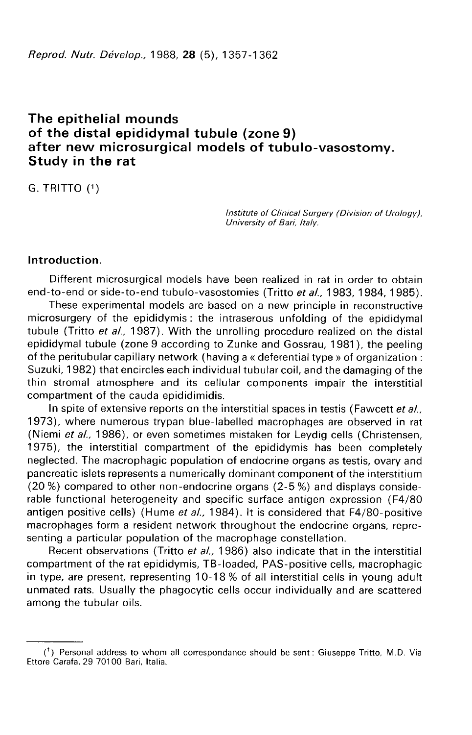# The epithelial mounds of the distal epididymal tubule (zone 9) after new microsurgical models of tubulo-vasostomy. Study in the rat

G. TRITTO [1]

*Institute of Clinical Surgery (Division of Urology), University of Bari, Italy.*

## Introduction.

Different microsurgical models have been realized in rat in order to obtain end-to-end or side-to-end tubulo-vasostomies (Tritto *et al.*, 1983, 1984, 1985).

These experimental models are based on a new principle in reconstructive microsurgery of the epididymis : the intraserous unfolding of the epididymal tubule (Tritto *et al.*, 1987). With the unrolling procedure realized on the distal epididymal tubule (zone 9 according to Zunke and Gossrau, 1981), the peeling of the peritubular capillary network (having a « deferential type » of organization : Suzuki, 1982) that encircles each individual tubular coil, and the damaging of the thin stromal atmosphere and its cellular components impair the interstitial compartment of the cauda epididimidis.

In spite of extensive reports on the interstitial spaces in testis (Fawcett *et al.*, 1973), where numerous trypan blue-labelled macrophages are observed in rat (Niemi *et al.*, 1986), or even sometimes mistaken for Leydig cells (Christensen, 1975), the interstitial compartment of the epididymis has been completely neglected. The macrophagic population of endocrine organs as testis, ovary and pancreatic islets represents a numerically dominant component of the interstitium (20 %) compared to other non-endocrine organs (2-5 %) and displays considerable functional heterogeneity and specific surface antigen expression (F4/80 antigen positive cells) (Hume *et al.*, 1984). It is considered that F4/80-positive macrophages form a resident network throughout the endocrine organs, representing a particular population of the macrophage constellation.

Recent observations (Tritto *et al.*, 1986) also indicate that in the interstitial compartment of the rat epididymis, TB-loaded, PAS-positive cells, macrophagic in type, are present, representing 10-18 % of all interstitial cells in young adult unmated rats. Usually the phagocytic cells occur individually and are scattered among the tubular oils.

---

[1] Personal address to whom all correspondance should be sent : Giuseppe Tritto, M.D. Via Ettore Carafa, 29 70100 Bari, Italia.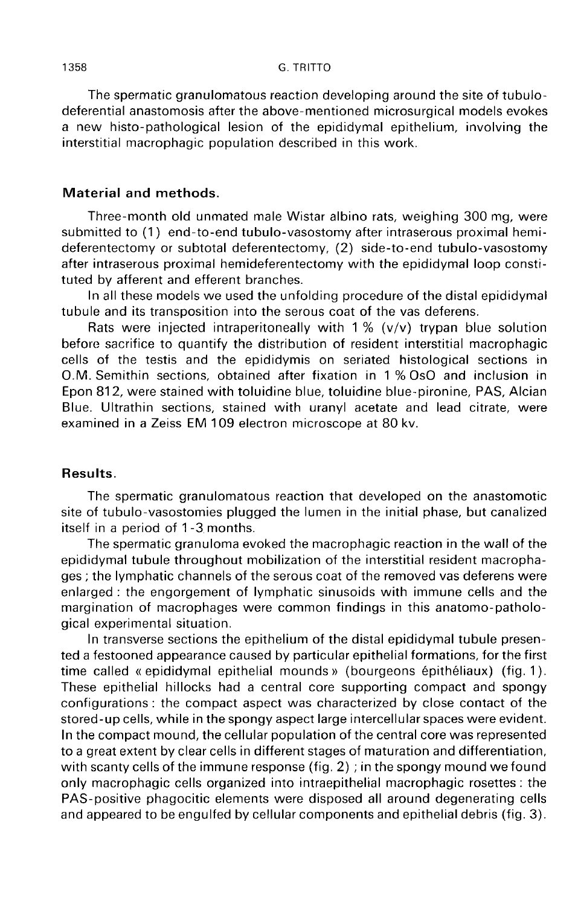The spermatic granulomatous reaction developing around the site of tubulo-deferential anastomosis after the above-mentioned microsurgical models evokes a new histo-pathological lesion of the epididymal epithelium, involving the interstitial macrophagic population described in this work.

## Material and methods.

Three-month old unmated male Wistar albino rats, weighing 300 mg, were submitted to (1) end-to-end tubulo-vasostomy after intraserous proximal hemideferentectomy or subtotal deferentectomy, (2) side-to-end tubulo-vasostomy after intraserous proximal hemideferentectomy with the epididymal loop constituted by afferent and efferent branches.

In all these models we used the unfolding procedure of the distal epididymal tubule and its transposition into the serous coat of the vas deferens.

Rats were injected intraperitoneally with 1 % (v/v) trypan blue solution before sacrifice to quantify the distribution of resident interstitial macrophagic cells of the testis and the epididymis on seriated histological sections in O.M. Semithin sections, obtained after fixation in 1 % OsO and inclusion in Epon 812, were stained with toluidine blue, toluidine blue-pironine, PAS, Alcian Blue. Ultrathin sections, stained with uranyl acetate and lead citrate, were examined in a Zeiss EM 109 electron microscope at 80 kv.

## Results.

The spermatic granulomatous reaction that developed on the anastomotic site of tubulo-vasostomies plugged the lumen in the initial phase, but canalized itself in a period of 1-3 months.

The spermatic granuloma evoked the macrophagic reaction in the wall of the epididymal tubule throughout mobilization of the interstitial resident macrophages ; the lymphatic channels of the serous coat of the removed vas deferens were enlarged : the engorgement of lymphatic sinusoids with immune cells and the margination of macrophages were common findings in this anatomo-pathological experimental situation.

In transverse sections the epithelium of the distal epididymal tubule presented a festooned appearance caused by particular epithelial formations, for the first time called « epididymal epithelial mounds » (bourgeons épithéliaux) (fig. 1). These epithelial hillocks had a central core supporting compact and spongy configurations : the compact aspect was characterized by close contact of the stored-up cells, while in the spongy aspect large intercellular spaces were evident. In the compact mound, the cellular population of the central core was represented to a great extent by clear cells in different stages of maturation and differentiation, with scanty cells of the immune response (fig. 2) ; in the spongy mound we found only macrophagic cells organized into intraepithelial macrophagic rosettes : the PAS-positive phagocitic elements were disposed all around degenerating cells and appeared to be engulfed by cellular components and epithelial debris (fig. 3).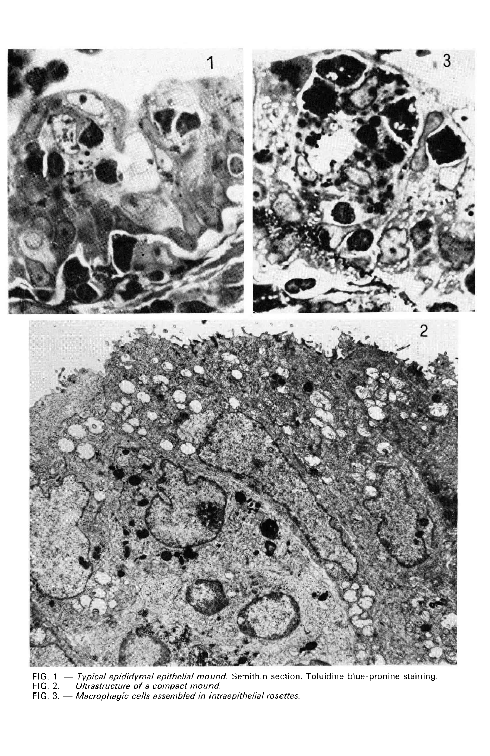FIG. 1. — *Typical epididymal epithelial mound.* Semithin section. Toluidine blue-pronine staining.
FIG. 2. — *Ultrastructure of a compact mound.*
FIG. 3. — *Macrophagic cells assembled in intraepithelial rosettes.*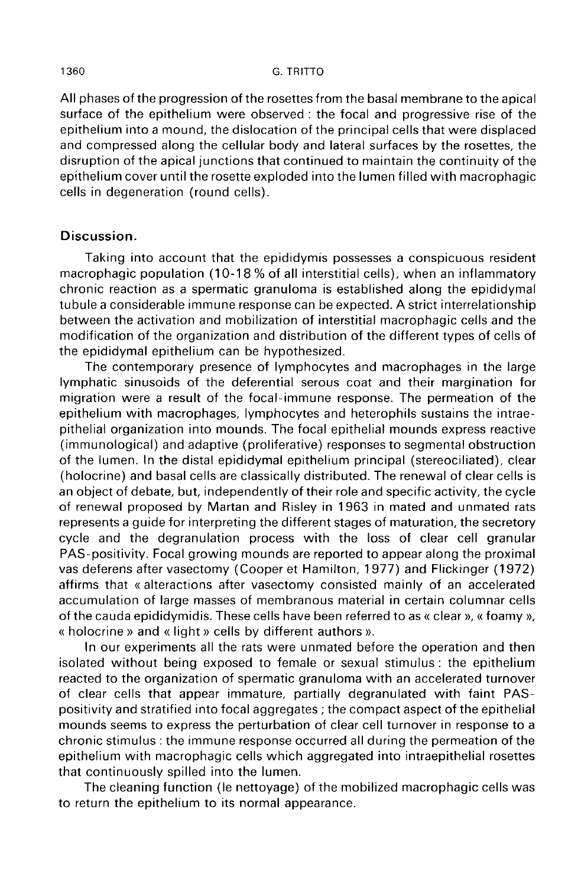All phases of the progression of the rosettes from the basal membrane to the apical surface of the epithelium were observed : the focal and progressive rise of the epithelium into a mound, the dislocation of the principal cells that were displaced and compressed along the cellular body and lateral surfaces by the rosettes, the disruption of the apical junctions that continued to maintain the continuity of the epithelium cover until the rosette exploded into the lumen filled with macrophagic cells in degeneration (round cells).

## Discussion.

Taking into account that the epididymis possesses a conspicuous resident macrophagic population (10-18 % of all interstitial cells), when an inflammatory chronic reaction as a spermatic granuloma is established along the epididymal tubule a considerable immune response can be expected. A strict interrelationship between the activation and mobilization of interstitial macrophagic cells and the modification of the organization and distribution of the different types of cells of the epididymal epithelium can be hypothesized.

The contemporary presence of lymphocytes and macrophages in the large lymphatic sinusoids of the deferential serous coat and their margination for migration were a result of the focal-immune response. The permeation of the epithelium with macrophages, lymphocytes and heterophils sustains the intraepithelial organization into mounds. The focal epithelial mounds express reactive (immunological) and adaptive (proliferative) responses to segmental obstruction of the lumen. In the distal epididymal epithelium principal (stereociliated), clear (holocrine) and basal cells are classically distributed. The renewal of clear cells is an object of debate, but, independently of their role and specific activity, the cycle of renewal proposed by Martan and Risley in 1963 in mated and unmated rats represents a guide for interpreting the different stages of maturation, the secretory cycle and the degranulation process with the loss of clear cell granular PAS-positivity. Focal growing mounds are reported to appear along the proximal vas deferens after vasectomy (Cooper et Hamilton, 1977) and Flickinger (1972) affirms that « alteractions after vasectomy consisted mainly of an accelerated accumulation of large masses of membranous material in certain columnar cells of the cauda epididymidis. These cells have been referred to as « clear », « foamy », « holocrine » and « light » cells by different authors ».

In our experiments all the rats were unmated before the operation and then isolated without being exposed to female or sexual stimulus : the epithelium reacted to the organization of spermatic granuloma with an accelerated turnover of clear cells that appear immature, partially degranulated with faint PAS-positivity and stratified into focal aggregates ; the compact aspect of the epithelial mounds seems to express the perturbation of clear cell turnover in response to a chronic stimulus : the immune response occurred all during the permeation of the epithelium with macrophagic cells which aggregated into intraepithelial rosettes that continuously spilled into the lumen.

The cleaning function (le nettoyage) of the mobilized macrophagic cells was to return the epithelium to its normal appearance.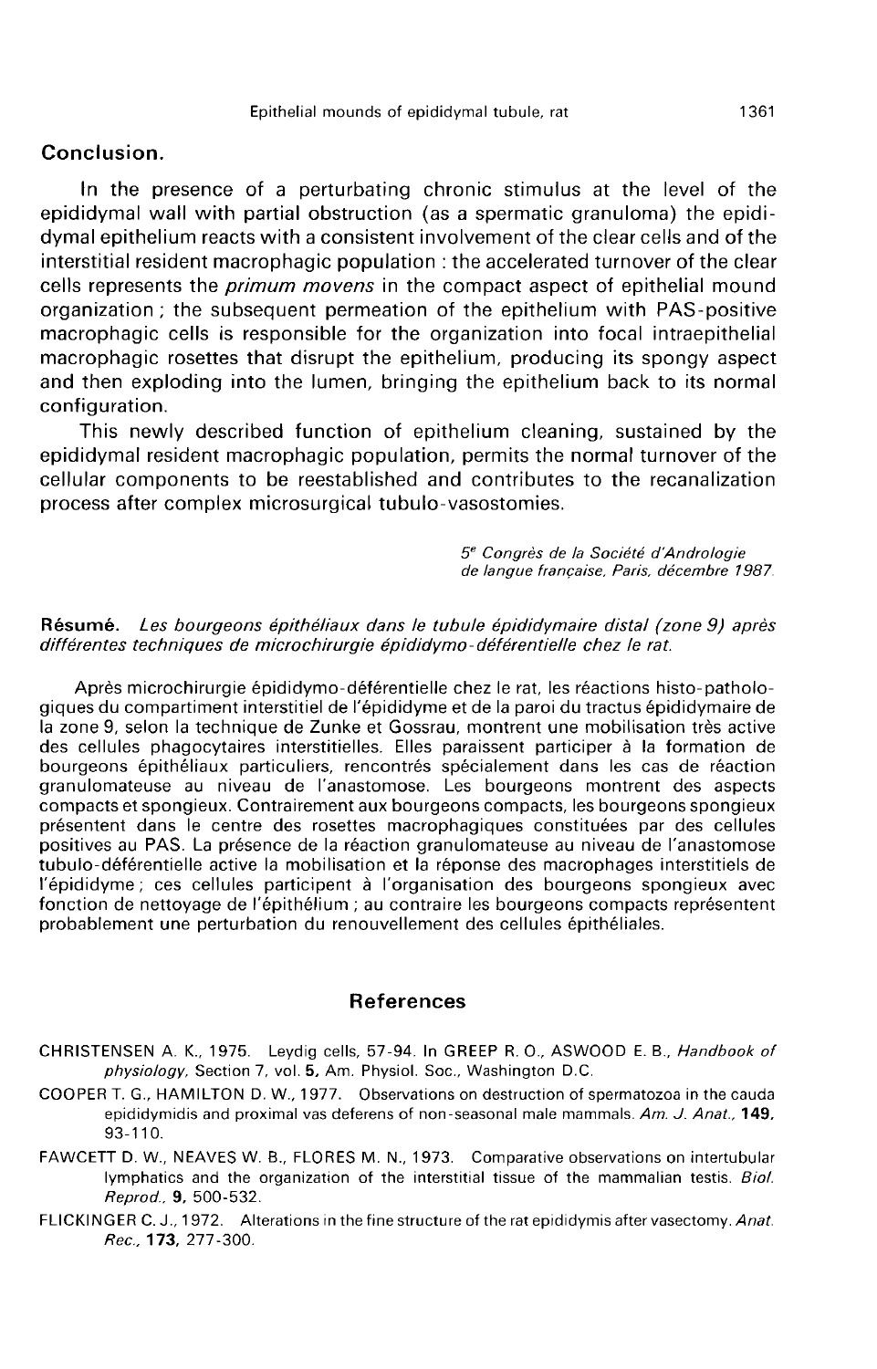## Conclusion.

In the presence of a perturbating chronic stimulus at the level of the epididymal wall with partial obstruction (as a spermatic granuloma) the epididymal epithelium reacts with a consistent involvement of the clear cells and of the interstitial resident macrophagic population : the accelerated turnover of the clear cells represents the *primum movens* in the compact aspect of epithelial mound organization ; the subsequent permeation of the epithelium with PAS-positive macrophagic cells is responsible for the organization into focal intraepithelial macrophagic rosettes that disrupt the epithelium, producing its spongy aspect and then exploding into the lumen, bringing the epithelium back to its normal configuration.

This newly described function of epithelium cleaning, sustained by the epididymal resident macrophagic population, permits the normal turnover of the cellular components to be reestablished and contributes to the recanalization process after complex microsurgical tubulo-vasostomies.

*5e Congrès de la Société d'Andrologie de langue française, Paris, décembre 1987.*

**Résumé.** *Les bourgeons épithéliaux dans le tubule épididymaire distal (zone 9) après différentes techniques de microchirurgie épididymo-déférentielle chez le rat.*

Après microchirurgie épididymo-déférentielle chez le rat, les réactions histo-pathologiques du compartiment interstitiel de l'épididyme et de la paroi du tractus épididymaire de la zone 9, selon la technique de Zunke et Gossrau, montrent une mobilisation très active des cellules phagocytaires interstitielles. Elles paraissent participer à la formation de bourgeons épithéliaux particuliers, rencontrés spécialement dans les cas de réaction granulomateuse au niveau de l'anastomose. Les bourgeons montrent des aspects compacts et spongieux. Contrairement aux bourgeons compacts, les bourgeons spongieux présentent dans le centre des rosettes macrophagiques constituées par des cellules positives au PAS. La présence de la réaction granulomateuse au niveau de l'anastomose tubulo-déférentielle active la mobilisation et la réponse des macrophages interstitiels de l'épididyme ; ces cellules participent à l'organisation des bourgeons spongieux avec fonction de nettoyage de l'épithélium ; au contraire les bourgeons compacts représentent probablement une perturbation du renouvellement des cellules épithéliales.

## References

CHRISTENSEN A. K., 1975. Leydig cells, 57-94. In GREEP R. O., ASWOOD E. B., *Handbook of physiology*, Section 7, vol. **5**, Am. Physiol. Soc., Washington D.C.

COOPER T. G., HAMILTON D. W., 1977. Observations on destruction of spermatozoa in the cauda epididymidis and proximal vas deferens of non-seasonal male mammals. *Am. J. Anat.*, **149**, 93-110.

FAWCETT D. W., NEAVES W. B., FLORES M. N., 1973. Comparative observations on intertubular lymphatics and the organization of the interstitial tissue of the mammalian testis. *Biol. Reprod.*, **9**, 500-532.

FLICKINGER C. J., 1972. Alterations in the fine structure of the rat epididymis after vasectomy. *Anat. Rec.*, **173**, 277-300.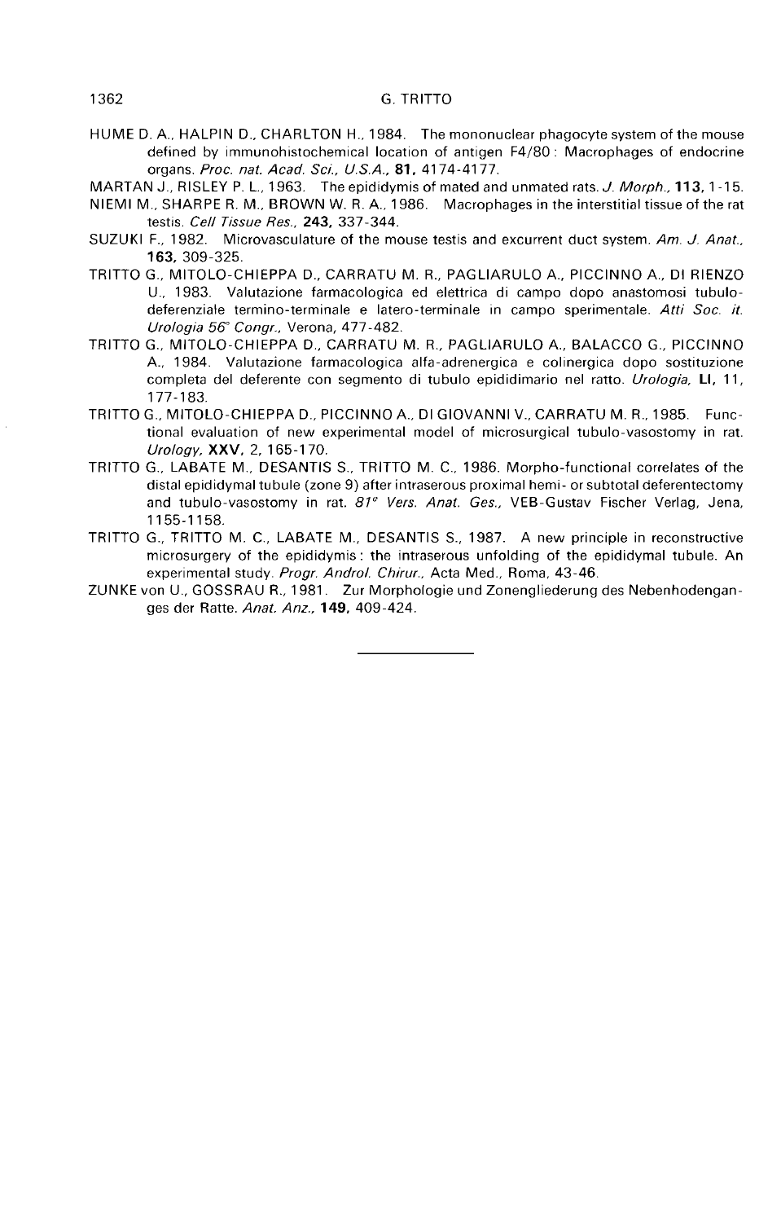HUME D. A., HALPIN D., CHARLTON H., 1984. The mononuclear phagocyte system of the mouse defined by immunohistochemical location of antigen F4/80 : Macrophages of endocrine organs. *Proc. nat. Acad. Sci., U.S.A.*, **81**, 4174-4177.

MARTAN J., RISLEY P. L., 1963. The epididymis of mated and unmated rats. *J. Morph.*, **113**, 1-15.

NIEMI M., SHARPE R. M., BROWN W. R. A., 1986. Macrophages in the interstitial tissue of the rat testis. *Cell Tissue Res.*, **243**, 337-344.

SUZUKI F., 1982. Microvasculature of the mouse testis and excurrent duct system. *Am. J. Anat.*, **163**, 309-325.

TRITTO G., MITOLO-CHIEPPA D., CARRATU M. R., PAGLIARULO A., PICCINNO A., DI RIENZO U., 1983. Valutazione farmacologica ed elettrica di campo dopo anastomosi tubulo-deferenziale termino-terminale e latero-terminale in campo sperimentale. *Atti Soc. it. Urologia 56° Congr.*, Verona, 477-482.

TRITTO G., MITOLO-CHIEPPA D., CARRATU M. R., PAGLIARULO A., BALACCO G., PICCINNO A., 1984. Valutazione farmacologica alfa-adrenergica e colinergica dopo sostituzione completa del deferente con segmento di tubulo epididimario nel ratto. *Urologia*, **LI**, 11, 177-183.

TRITTO G., MITOLO-CHIEPPA D., PICCINNO A., DI GIOVANNI V., CARRATU M. R., 1985. Functional evaluation of new experimental model of microsurgical tubulo-vasostomy in rat. *Urology*, **XXV**, 2, 165-170.

TRITTO G., LABATE M., DESANTIS S., TRITTO M. C., 1986. Morpho-functional correlates of the distal epididymal tubule (zone 9) after intraserous proximal hemi- or subtotal deferentectomy and tubulo-vasostomy in rat. *81e Vers. Anat. Ges.*, VEB-Gustav Fischer Verlag, Jena, 1155-1158.

TRITTO G., TRITTO M. C., LABATE M., DESANTIS S., 1987. A new principle in reconstructive microsurgery of the epididymis : the intraserous unfolding of the epididymal tubule. An experimental study. *Progr. Androl. Chirur.*, Acta Med., Roma, 43-46.

ZUNKE von U., GOSSRAU R., 1981. Zur Morphologie und Zonengliederung des Nebenhodenganges der Ratte. *Anat. Anz.*, **149**, 409-424.